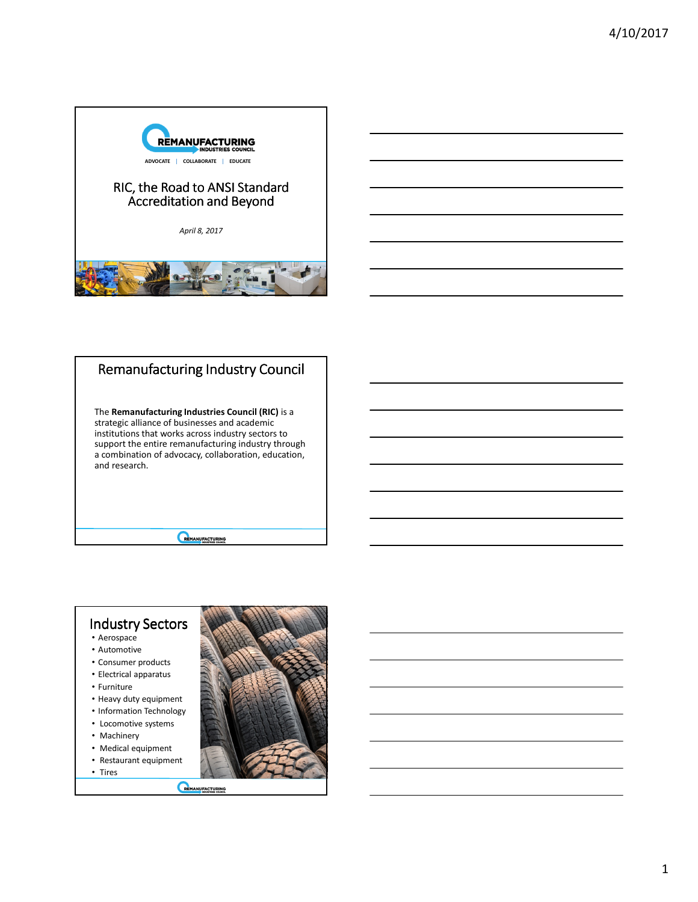REMANUFACTURING INDUSTRIES COUNCIL

ADVOCATE | COLLABORATE | EDUCATE

# RIC, the Road to ANSI Standard Accreditation and Beyond

*April 8, 2017*

## Remanufacturing Industry Council

The **Remanufacturing Industries Council (RIC)** is a strategic alliance of businesses and academic institutions that works across industry sectors to support the entire remanufacturing industry through a combination of advocacy, collaboration, education, and research.

## Industry Sectors

- Aerospace
- Automotive
- Consumer products
- Electrical apparatus
- Furniture
- Heavy duty equipment
- Information Technology
- Locomotive systems
- Machinery
- Medical equipment
- Restaurant equipment
- Tires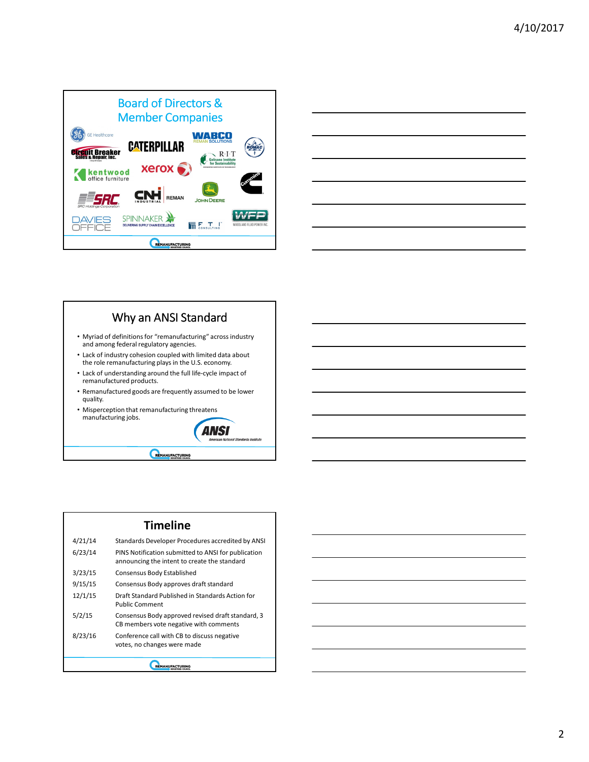## Board of Directors & Member Companies

GE Healthcare, Circuit Breaker Sales & Repair, Inc., Caterpillar, WABCO Reman Solutions, ROMAC, RIT Golisano Institute for Sustainability, kentwood office furniture, xerox, Cummins, SRC Holdings Corporation, CNH Industrial Reman, John Deere, Davies Office, Spinnaker Delivering Supply Chain Excellence, FTI Consulting, WFP Woodland Fluid Power Inc.

## Why an ANSI Standard

- Myriad of definitions for "remanufacturing" across industry and among federal regulatory agencies.
- Lack of industry cohesion coupled with limited data about the role remanufacturing plays in the U.S. economy.
- Lack of understanding around the full life-cycle impact of remanufactured products.
- Remanufactured goods are frequently assumed to be lower quality.
- Misperception that remanufacturing threatens manufacturing jobs.

## Timeline

| Date | Event |
|---|---|
| 4/21/14 | Standards Developer Procedures accredited by ANSI |
| 6/23/14 | PINS Notification submitted to ANSI for publication announcing the intent to create the standard |
| 3/23/15 | Consensus Body Established |
| 9/15/15 | Consensus Body approves draft standard |
| 12/1/15 | Draft Standard Published in Standards Action for Public Comment |
| 5/2/15 | Consensus Body approved revised draft standard, 3 CB members vote negative with comments |
| 8/23/16 | Conference call with CB to discuss negative votes, no changes were made |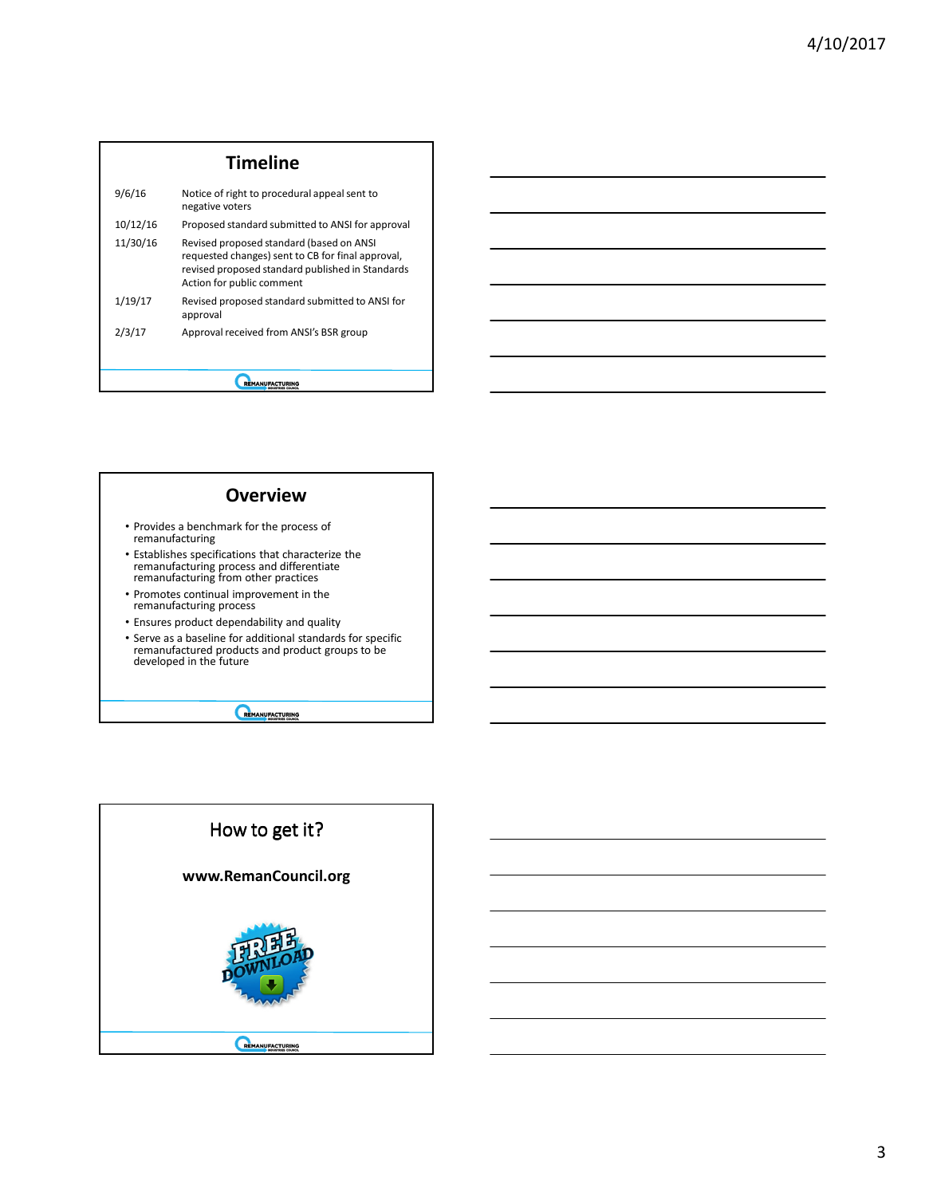## Timeline

| | |
|---|---|
| 9/6/16 | Notice of right to procedural appeal sent to negative voters |
| 10/12/16 | Proposed standard submitted to ANSI for approval |
| 11/30/16 | Revised proposed standard (based on ANSI requested changes) sent to CB for final approval, revised proposed standard published in Standards Action for public comment |
| 1/19/17 | Revised proposed standard submitted to ANSI for approval |
| 2/3/17 | Approval received from ANSI's BSR group |

## Overview

- Provides a benchmark for the process of remanufacturing
- Establishes specifications that characterize the remanufacturing process and differentiate remanufacturing from other practices
- Promotes continual improvement in the remanufacturing process
- Ensures product dependability and quality
- Serve as a baseline for additional standards for specific remanufactured products and product groups to be developed in the future

## How to get it?

**www.RemanCouncil.org**

FREE DOWNLOAD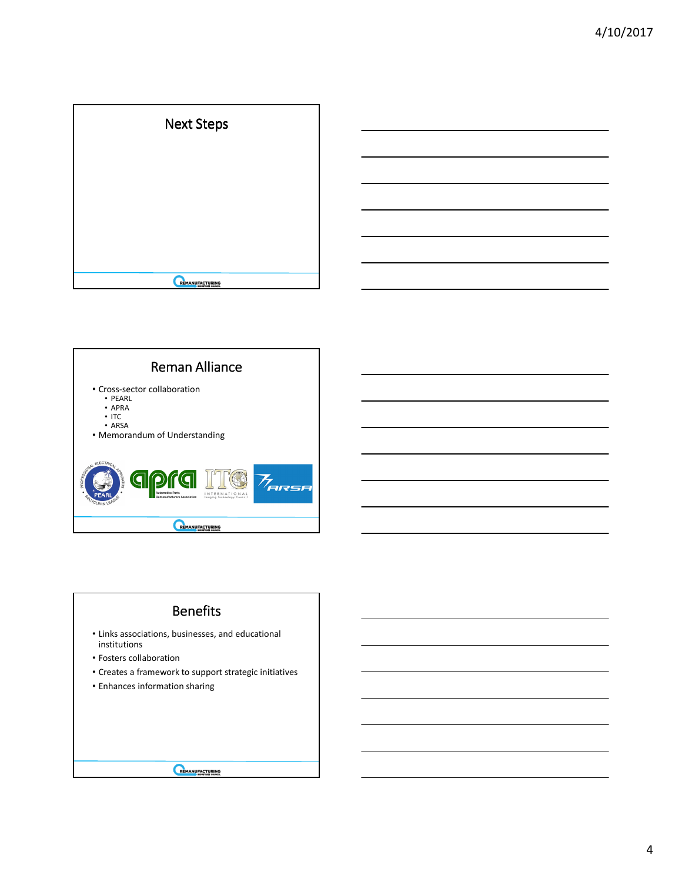## Next Steps

## Reman Alliance

- Cross-sector collaboration
  - PEARL
  - APRA
  - ITC
  - ARSA
- Memorandum of Understanding

## Benefits

- Links associations, businesses, and educational institutions
- Fosters collaboration
- Creates a framework to support strategic initiatives
- Enhances information sharing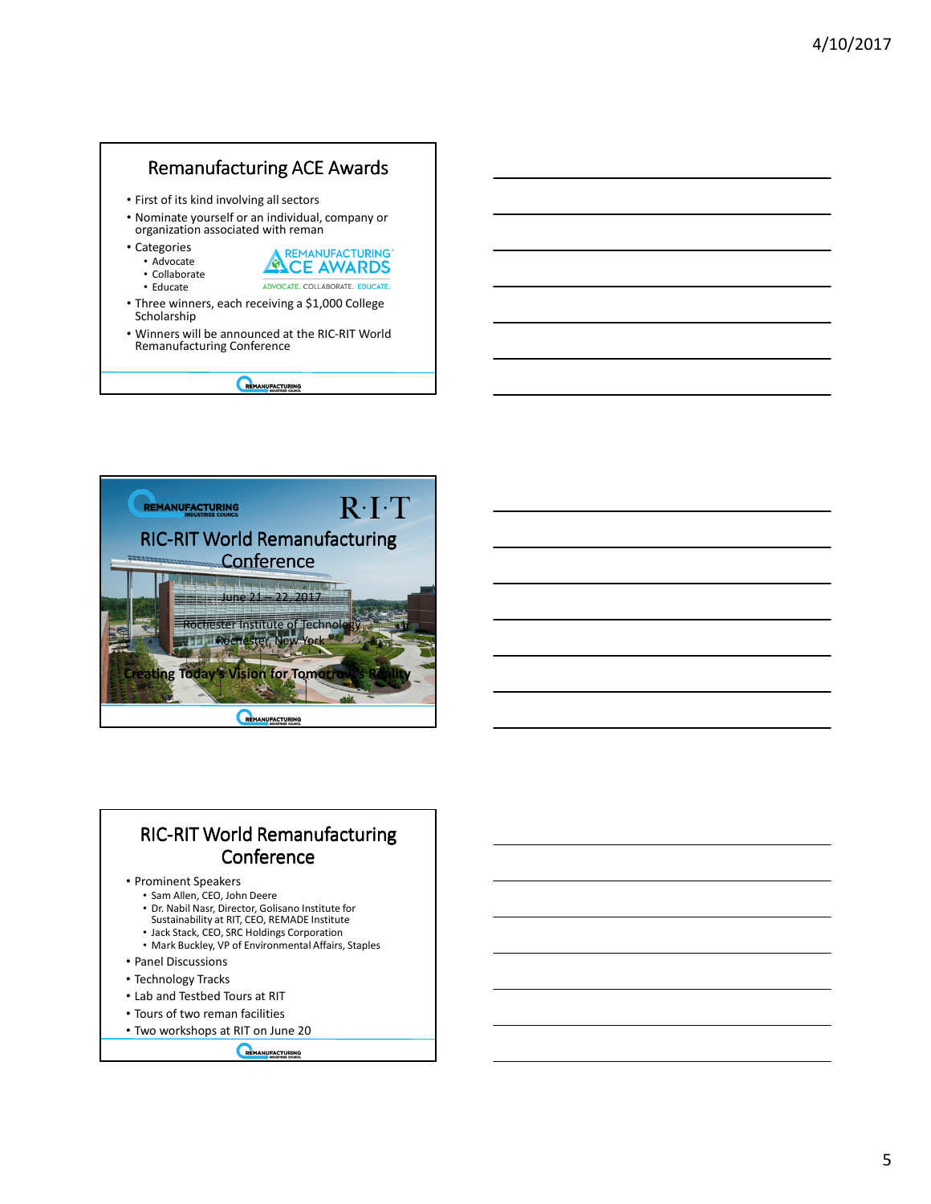## Remanufacturing ACE Awards

- First of its kind involving all sectors
- Nominate yourself or an individual, company or organization associated with reman
- Categories
  - Advocate
  - Collaborate
  - Educate
- Three winners, each receiving a $1,000 College Scholarship
- Winners will be announced at the RIC-RIT World Remanufacturing Conference

## RIC-RIT World Remanufacturing Conference

June 21 – 22, 2017

Rochester Institute of Technology

Rochester, New York

**Creating Today's Vision for Tomorrow's Reality**

## RIC-RIT World Remanufacturing Conference

- Prominent Speakers
  - Sam Allen, CEO, John Deere
  - Dr. Nabil Nasr, Director, Golisano Institute for Sustainability at RIT, CEO, REMADE Institute
  - Jack Stack, CEO, SRC Holdings Corporation
  - Mark Buckley, VP of Environmental Affairs, Staples
- Panel Discussions
- Technology Tracks
- Lab and Testbed Tours at RIT
- Tours of two reman facilities
- Two workshops at RIT on June 20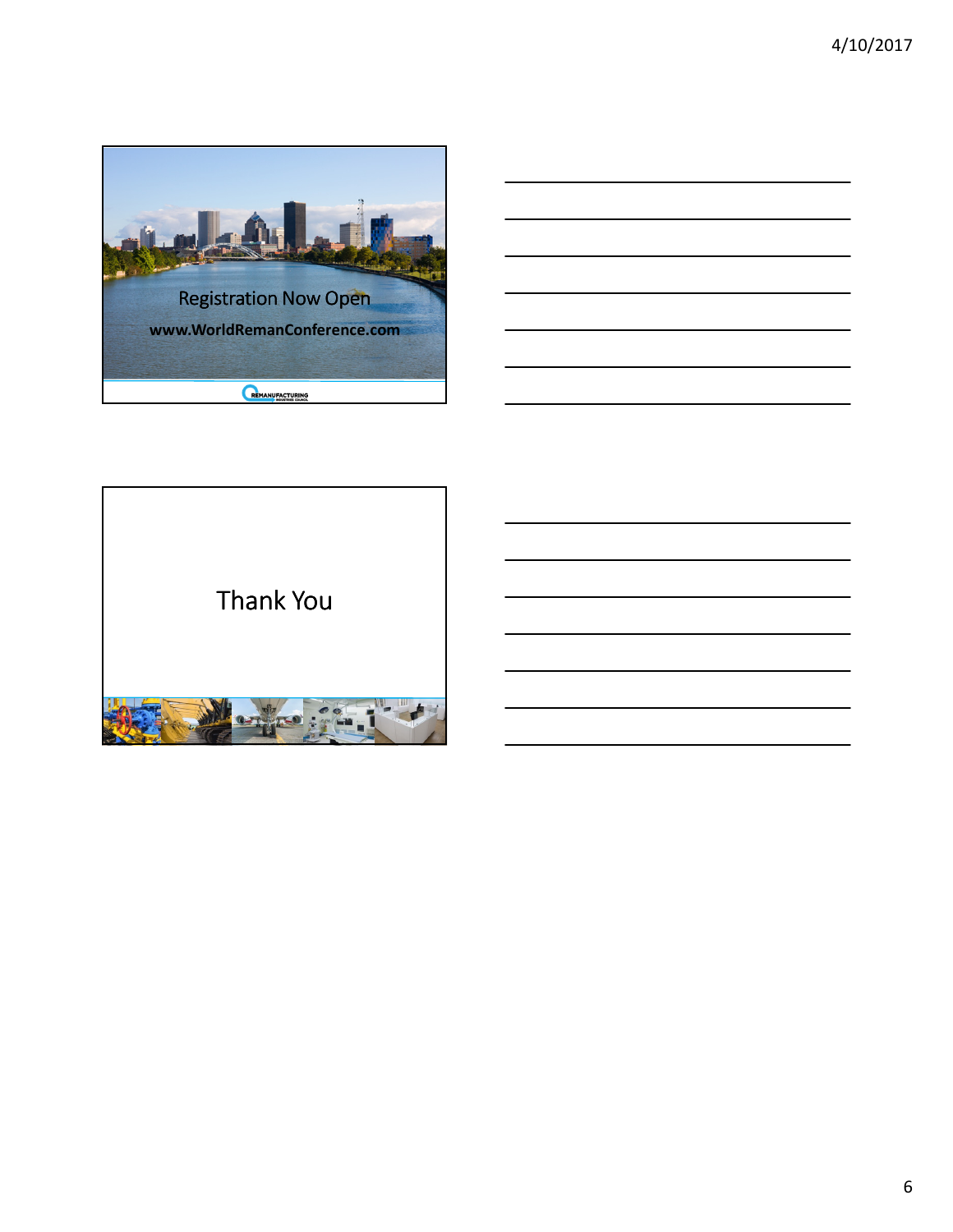Registration Now Open

www.WorldRemanConference.com

REMANUFACTURING INDUSTRIES COUNCIL

Thank You